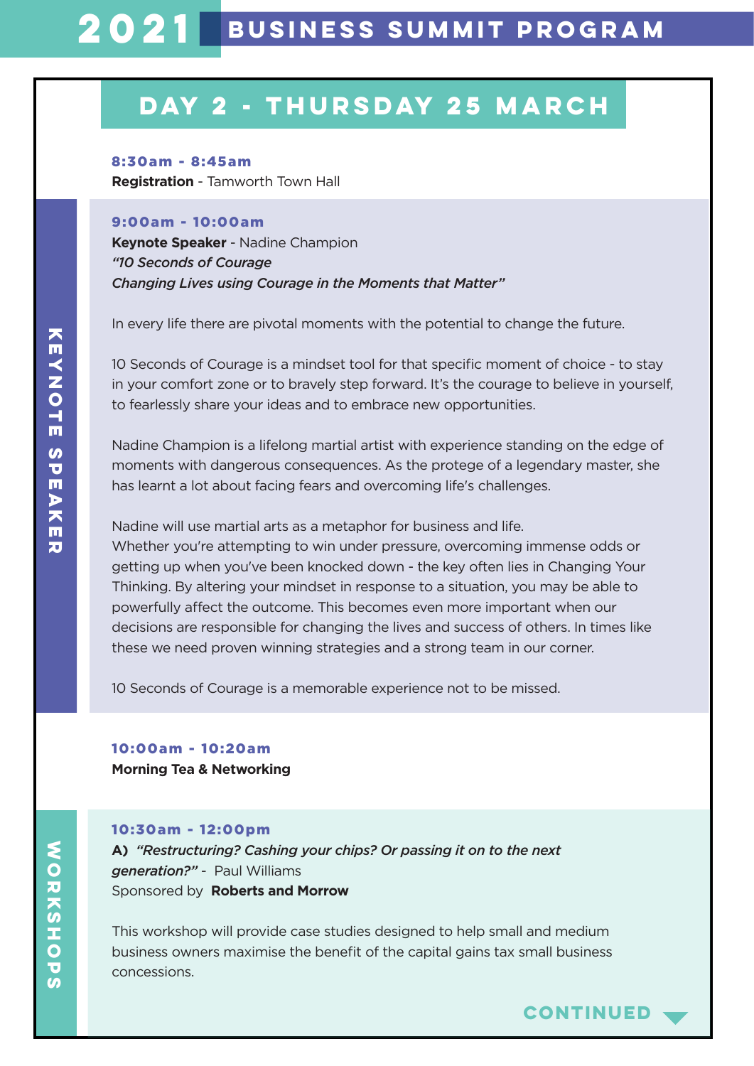# 2021 BUSINESS SUMMIT PROGRAM

## DAY 2 - THURSDAY 25 MARCH

**8:30am - 8:45am**
**Registration** - Tamworth Town Hall

KEYNOTE SPEAKER

**9:00am - 10:00am**
**Keynote Speaker** - Nadine Champion
*"10 Seconds of Courage*
*Changing Lives using Courage in the Moments that Matter"*

In every life there are pivotal moments with the potential to change the future.

10 Seconds of Courage is a mindset tool for that specific moment of choice - to stay in your comfort zone or to bravely step forward. It's the courage to believe in yourself, to fearlessly share your ideas and to embrace new opportunities.

Nadine Champion is a lifelong martial artist with experience standing on the edge of moments with dangerous consequences. As the protege of a legendary master, she has learnt a lot about facing fears and overcoming life's challenges.

Nadine will use martial arts as a metaphor for business and life.
Whether you're attempting to win under pressure, overcoming immense odds or getting up when you've been knocked down - the key often lies in Changing Your Thinking. By altering your mindset in response to a situation, you may be able to powerfully affect the outcome. This becomes even more important when our decisions are responsible for changing the lives and success of others. In times like these we need proven winning strategies and a strong team in our corner.

10 Seconds of Courage is a memorable experience not to be missed.

**10:00am - 10:20am**
**Morning Tea & Networking**

WORKSHOPS

**10:30am - 12:00pm**
**A)** ***"Restructuring? Cashing your chips? Or passing it on to the next generation?"*** - Paul Williams
Sponsored by **Roberts and Morrow**

This workshop will provide case studies designed to help small and medium business owners maximise the benefit of the capital gains tax small business concessions.

CONTINUED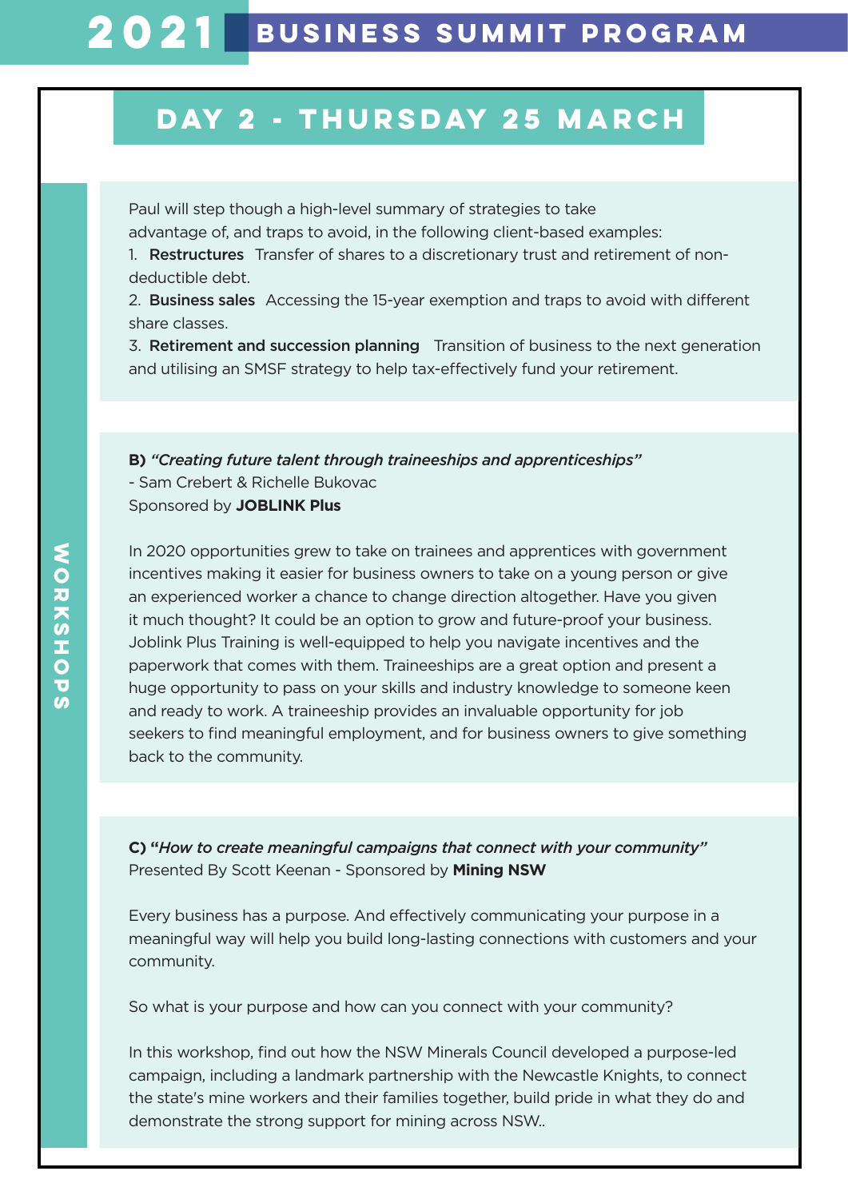## DAY 2 - THURSDAY 25 MARCH

WORKSHOPS

Paul will step though a high-level summary of strategies to take advantage of, and traps to avoid, in the following client-based examples:

1. **Restructures** Transfer of shares to a discretionary trust and retirement of non-deductible debt.
2. **Business sales** Accessing the 15-year exemption and traps to avoid with different share classes.
3. **Retirement and succession planning** Transition of business to the next generation and utilising an SMSF strategy to help tax-effectively fund your retirement.

**B)** ***"Creating future talent through traineeships and apprenticeships"***
- Sam Crebert & Richelle Bukovac
Sponsored by **JOBLINK Plus**

In 2020 opportunities grew to take on trainees and apprentices with government incentives making it easier for business owners to take on a young person or give an experienced worker a chance to change direction altogether. Have you given it much thought? It could be an option to grow and future-proof your business. Joblink Plus Training is well-equipped to help you navigate incentives and the paperwork that comes with them. Traineeships are a great option and present a huge opportunity to pass on your skills and industry knowledge to someone keen and ready to work. A traineeship provides an invaluable opportunity for job seekers to find meaningful employment, and for business owners to give something back to the community.

**C) "*How to create meaningful campaigns that connect with your community*"**
Presented By Scott Keenan - Sponsored by **Mining NSW**

Every business has a purpose. And effectively communicating your purpose in a meaningful way will help you build long-lasting connections with customers and your community.

So what is your purpose and how can you connect with your community?

In this workshop, find out how the NSW Minerals Council developed a purpose-led campaign, including a landmark partnership with the Newcastle Knights, to connect the state's mine workers and their families together, build pride in what they do and demonstrate the strong support for mining across NSW..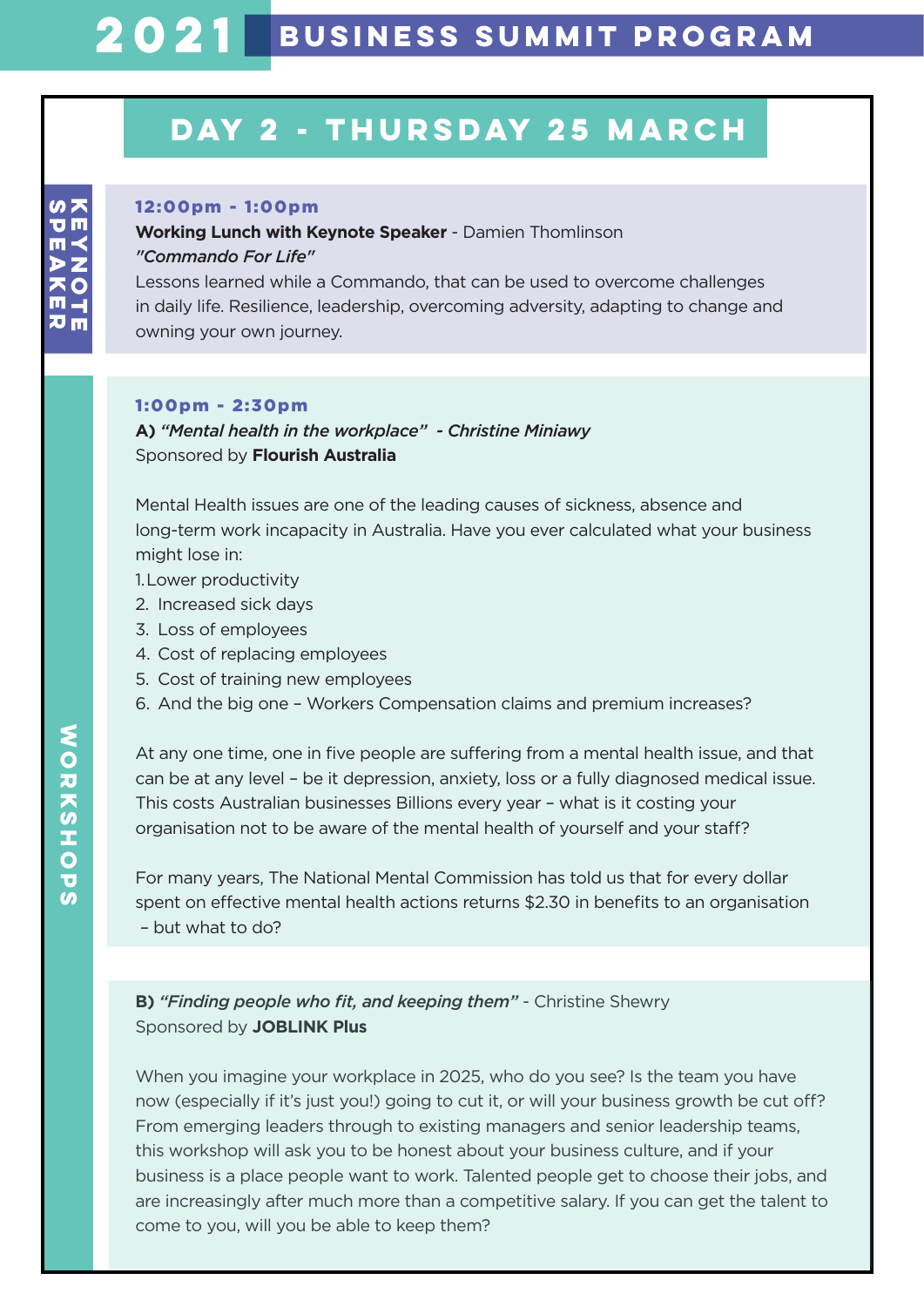# 2021 BUSINESS SUMMIT PROGRAM

## DAY 2 - THURSDAY 25 MARCH

### KEYNOTE SPEAKER

**12:00pm - 1:00pm**

**Working Lunch with Keynote Speaker** - Damien Thomlinson

*"Commando For Life"*

Lessons learned while a Commando, that can be used to overcome challenges in daily life. Resilience, leadership, overcoming adversity, adapting to change and owning your own journey.

### WORKSHOPS

**1:00pm - 2:30pm**

**A)** *"Mental health in the workplace" - Christine Miniawy*

Sponsored by **Flourish Australia**

Mental Health issues are one of the leading causes of sickness, absence and long-term work incapacity in Australia. Have you ever calculated what your business might lose in:

1. Lower productivity
2. Increased sick days
3. Loss of employees
4. Cost of replacing employees
5. Cost of training new employees
6. And the big one – Workers Compensation claims and premium increases?

At any one time, one in five people are suffering from a mental health issue, and that can be at any level – be it depression, anxiety, loss or a fully diagnosed medical issue. This costs Australian businesses Billions every year – what is it costing your organisation not to be aware of the mental health of yourself and your staff?

For many years, The National Mental Commission has told us that for every dollar spent on effective mental health actions returns $2.30 in benefits to an organisation – but what to do?

**B)** *"Finding people who fit, and keeping them"* - Christine Shewry

Sponsored by **JOBLINK Plus**

When you imagine your workplace in 2025, who do you see? Is the team you have now (especially if it's just you!) going to cut it, or will your business growth be cut off? From emerging leaders through to existing managers and senior leadership teams, this workshop will ask you to be honest about your business culture, and if your business is a place people want to work. Talented people get to choose their jobs, and are increasingly after much more than a competitive salary. If you can get the talent to come to you, will you be able to keep them?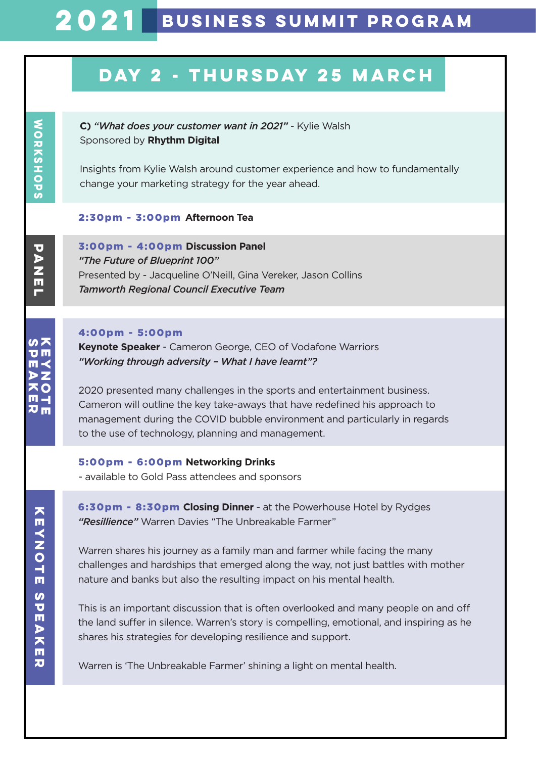# 2021 BUSINESS SUMMIT PROGRAM

## DAY 2 - THURSDAY 25 MARCH

WORKSHOPS

**C)** ***"What does your customer want in 2021"*** - Kylie Walsh
Sponsored by **Rhythm Digital**

Insights from Kylie Walsh around customer experience and how to fundamentally change your marketing strategy for the year ahead.

**2:30pm - 3:00pm** **Afternoon Tea**

PANEL

**3:00pm - 4:00pm** **Discussion Panel**
*"The Future of Blueprint 100"*
Presented by - Jacqueline O'Neill, Gina Vereker, Jason Collins
*Tamworth Regional Council Executive Team*

KEYNOTE SPEAKER

**4:00pm - 5:00pm**
**Keynote Speaker** - Cameron George, CEO of Vodafone Warriors
*"Working through adversity – What I have learnt"?*

2020 presented many challenges in the sports and entertainment business. Cameron will outline the key take-aways that have redefined his approach to management during the COVID bubble environment and particularly in regards to the use of technology, planning and management.

**5:00pm - 6:00pm** **Networking Drinks**
- available to Gold Pass attendees and sponsors

KEYNOTE SPEAKER

**6:30pm - 8:30pm** **Closing Dinner** - at the Powerhouse Hotel by Rydges
***"Resillience"*** Warren Davies "The Unbreakable Farmer"

Warren shares his journey as a family man and farmer while facing the many challenges and hardships that emerged along the way, not just battles with mother nature and banks but also the resulting impact on his mental health.

This is an important discussion that is often overlooked and many people on and off the land suffer in silence. Warren's story is compelling, emotional, and inspiring as he shares his strategies for developing resilience and support.

Warren is 'The Unbreakable Farmer' shining a light on mental health.